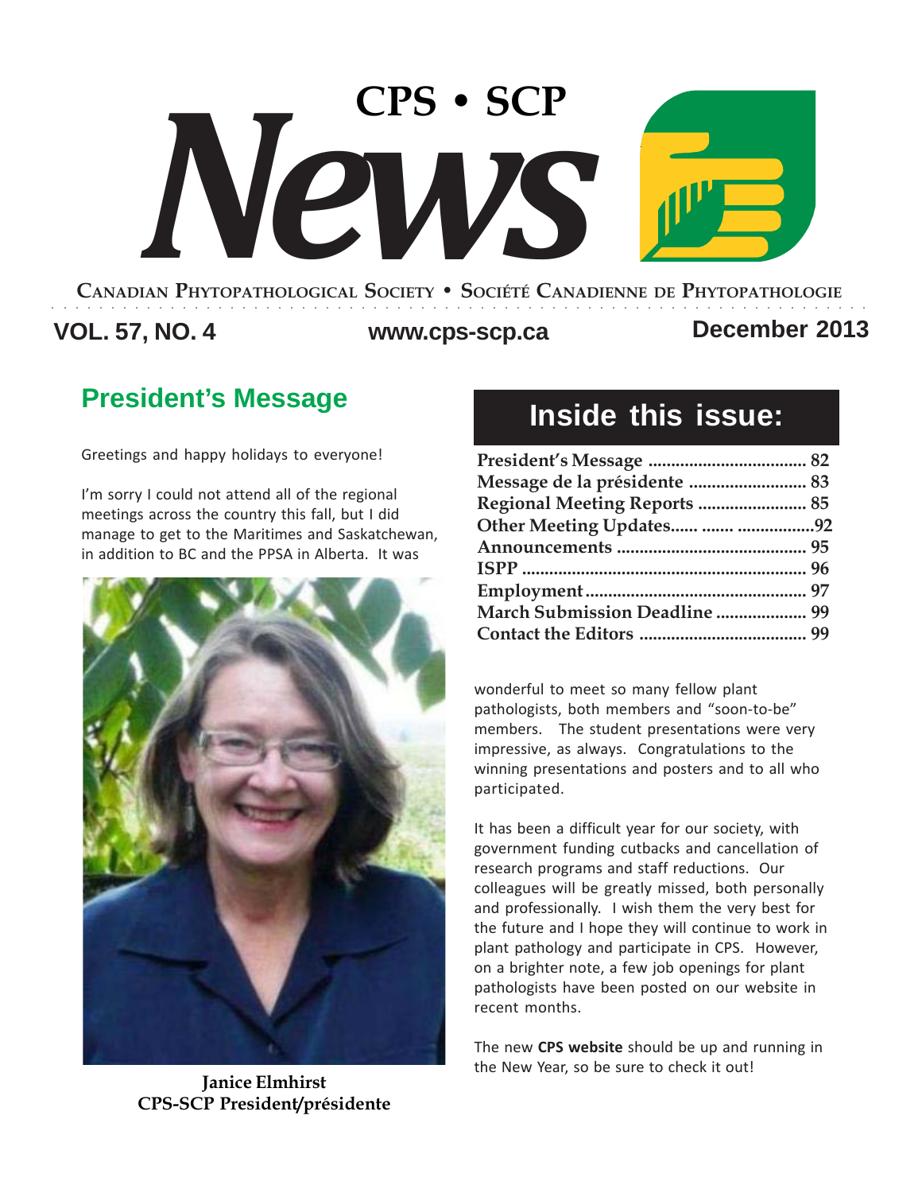# CPS • SCP News

**Canadian Phytopathological Society • Société Canadienne de Phytopathologie**

**VOL. 57, NO. 4** **www.cps-scp.ca** **December 2013**

## Inside this issue:

| | |
|---|---|
| **President's Message** | **82** |
| **Message de la présidente** | **83** |
| **Regional Meeting Reports** | **85** |
| **Other Meeting Updates** | **92** |
| **Announcements** | **95** |
| **ISPP** | **96** |
| **Employment** | **97** |
| **March Submission Deadline** | **99** |
| **Contact the Editors** | **99** |

## President's Message

Greetings and happy holidays to everyone!

I'm sorry I could not attend all of the regional meetings across the country this fall, but I did manage to get to the Maritimes and Saskatchewan, in addition to BC and the PPSA in Alberta. It was wonderful to meet so many fellow plant pathologists, both members and "soon-to-be" members. The student presentations were very impressive, as always. Congratulations to the winning presentations and posters and to all who participated.

**Janice Elmhirst**
**CPS-SCP President/présidente**

It has been a difficult year for our society, with government funding cutbacks and cancellation of research programs and staff reductions. Our colleagues will be greatly missed, both personally and professionally. I wish them the very best for the future and I hope they will continue to work in plant pathology and participate in CPS. However, on a brighter note, a few job openings for plant pathologists have been posted on our website in recent months.

The new **CPS website** should be up and running in the New Year, so be sure to check it out!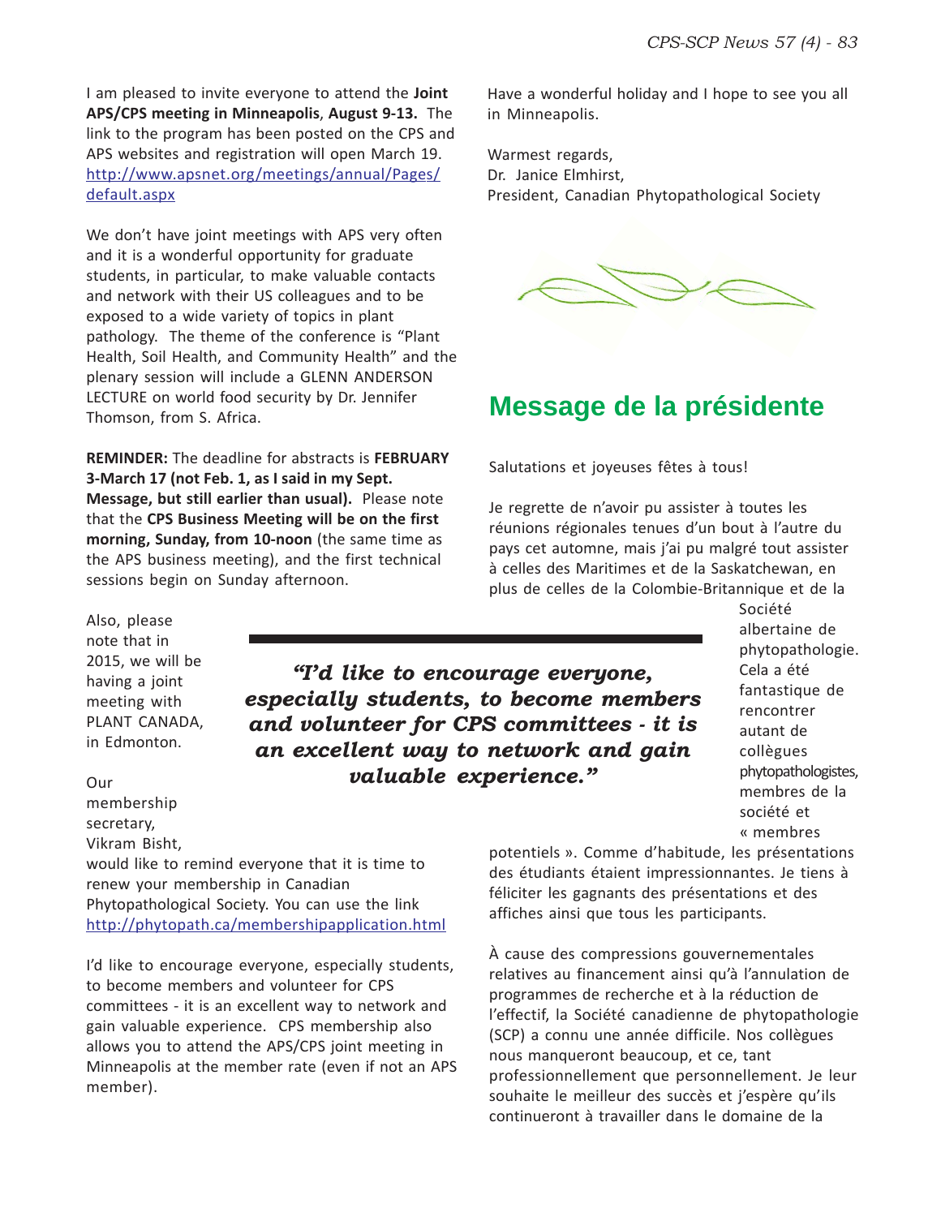I am pleased to invite everyone to attend the **Joint APS/CPS meeting in Minneapolis**, **August 9-13.** The link to the program has been posted on the CPS and APS websites and registration will open March 19. http://www.apsnet.org/meetings/annual/Pages/default.aspx

We don't have joint meetings with APS very often and it is a wonderful opportunity for graduate students, in particular, to make valuable contacts and network with their US colleagues and to be exposed to a wide variety of topics in plant pathology. The theme of the conference is "Plant Health, Soil Health, and Community Health" and the plenary session will include a GLENN ANDERSON LECTURE on world food security by Dr. Jennifer Thomson, from S. Africa.

**REMINDER:** The deadline for abstracts is **FEBRUARY 3-March 17 (not Feb. 1, as I said in my Sept. Message, but still earlier than usual).** Please note that the **CPS Business Meeting will be on the first morning, Sunday, from 10-noon** (the same time as the APS business meeting), and the first technical sessions begin on Sunday afternoon.

Also, please note that in 2015, we will be having a joint meeting with PLANT CANADA, in Edmonton.

Our membership secretary, Vikram Bisht, would like to remind everyone that it is time to renew your membership in Canadian Phytopathological Society. You can use the link http://phytopath.ca/membershipapplication.html

I'd like to encourage everyone, especially students, to become members and volunteer for CPS committees - it is an excellent way to network and gain valuable experience. CPS membership also allows you to attend the APS/CPS joint meeting in Minneapolis at the member rate (even if not an APS member).

Have a wonderful holiday and I hope to see you all in Minneapolis.

Warmest regards,
Dr. Janice Elmhirst,
President, Canadian Phytopathological Society

*"I'd like to encourage everyone, especially students, to become members and volunteer for CPS committees - it is an excellent way to network and gain valuable experience."*

## Message de la présidente

Salutations et joyeuses fêtes à tous!

Je regrette de n'avoir pu assister à toutes les réunions régionales tenues d'un bout à l'autre du pays cet automne, mais j'ai pu malgré tout assister à celles des Maritimes et de la Saskatchewan, en plus de celles de la Colombie-Britannique et de la Société albertaine de phytopathologie. Cela a été fantastique de rencontrer autant de collègues phytopathologistes, membres de la société et « membres potentiels ». Comme d'habitude, les présentations des étudiants étaient impressionnantes. Je tiens à féliciter les gagnants des présentations et des affiches ainsi que tous les participants.

À cause des compressions gouvernementales relatives au financement ainsi qu'à l'annulation de programmes de recherche et à la réduction de l'effectif, la Société canadienne de phytopathologie (SCP) a connu une année difficile. Nos collègues nous manqueront beaucoup, et ce, tant professionnellement que personnellement. Je leur souhaite le meilleur des succès et j'espère qu'ils continueront à travailler dans le domaine de la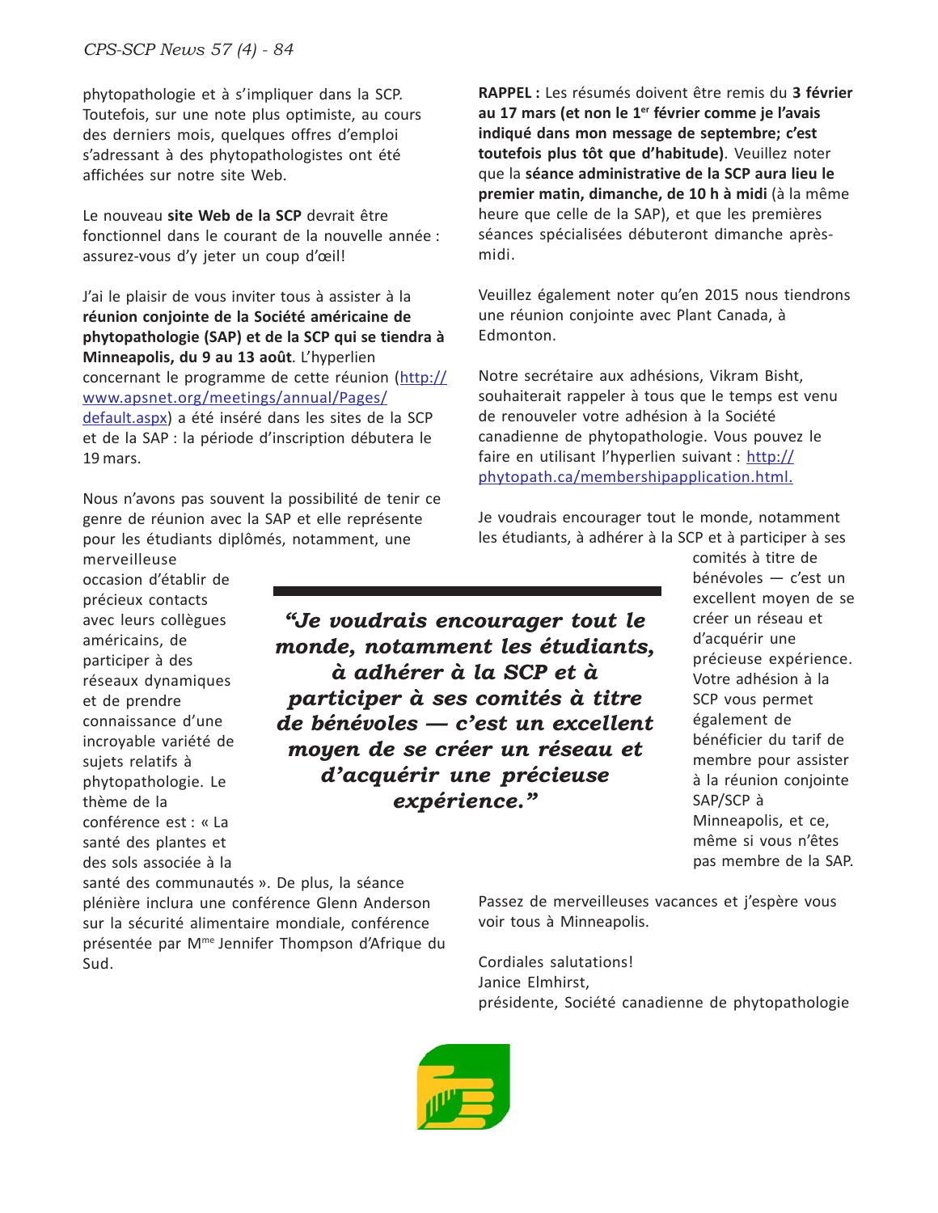phytopathologie et à s'impliquer dans la SCP. Toutefois, sur une note plus optimiste, au cours des derniers mois, quelques offres d'emploi s'adressant à des phytopathologistes ont été affichées sur notre site Web.

Le nouveau **site Web de la SCP** devrait être fonctionnel dans le courant de la nouvelle année : assurez-vous d'y jeter un coup d'œil!

J'ai le plaisir de vous inviter tous à assister à la **réunion conjointe de la Société américaine de phytopathologie (SAP) et de la SCP qui se tiendra à Minneapolis, du 9 au 13 août**. L'hyperlien concernant le programme de cette réunion (http://www.apsnet.org/meetings/annual/Pages/default.aspx) a été inséré dans les sites de la SCP et de la SAP : la période d'inscription débutera le 19 mars.

Nous n'avons pas souvent la possibilité de tenir ce genre de réunion avec la SAP et elle représente pour les étudiants diplômés, notamment, une merveilleuse occasion d'établir de précieux contacts avec leurs collègues américains, de participer à des réseaux dynamiques et de prendre connaissance d'une incroyable variété de sujets relatifs à phytopathologie. Le thème de la conférence est : « La santé des plantes et des sols associée à la santé des communautés ». De plus, la séance plénière inclura une conférence Glenn Anderson sur la sécurité alimentaire mondiale, conférence présentée par M[me] Jennifer Thompson d'Afrique du Sud.

**RAPPEL :** Les résumés doivent être remis du **3 février au 17 mars (et non le 1[er] février comme je l'avais indiqué dans mon message de septembre; c'est toutefois plus tôt que d'habitude)**. Veuillez noter que la **séance administrative de la SCP aura lieu le premier matin, dimanche, de 10 h à midi** (à la même heure que celle de la SAP), et que les premières séances spécialisées débuteront dimanche après-midi.

Veuillez également noter qu'en 2015 nous tiendrons une réunion conjointe avec Plant Canada, à Edmonton.

Notre secrétaire aux adhésions, Vikram Bisht, souhaiterait rappeler à tous que le temps est venu de renouveler votre adhésion à la Société canadienne de phytopathologie. Vous pouvez le faire en utilisant l'hyperlien suivant : http://phytopath.ca/membershipapplication.html.

Je voudrais encourager tout le monde, notamment les étudiants, à adhérer à la SCP et à participer à ses comités à titre de bénévoles — c'est un excellent moyen de se créer un réseau et d'acquérir une précieuse expérience. Votre adhésion à la SCP vous permet également de bénéficier du tarif de membre pour assister à la réunion conjointe SAP/SCP à Minneapolis, et ce, même si vous n'êtes pas membre de la SAP.

> ***“Je voudrais encourager tout le monde, notamment les étudiants, à adhérer à la SCP et à participer à ses comités à titre de bénévoles — c'est un excellent moyen de se créer un réseau et d'acquérir une précieuse expérience.”***

Passez de merveilleuses vacances et j'espère vous voir tous à Minneapolis.

Cordiales salutations!
Janice Elmhirst,
présidente, Société canadienne de phytopathologie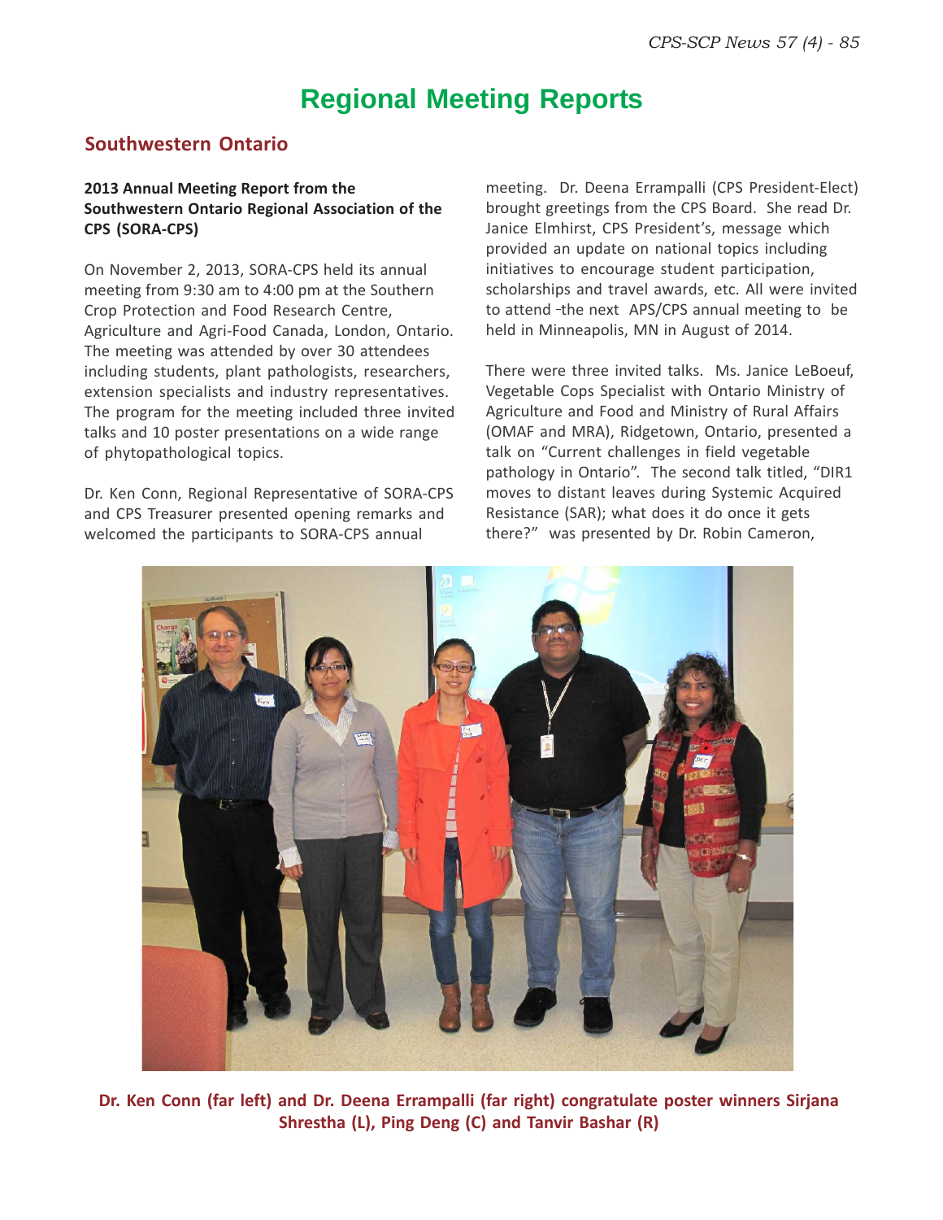# Regional Meeting Reports

## Southwestern Ontario

**2013 Annual Meeting Report from the Southwestern Ontario Regional Association of the CPS (SORA-CPS)**

On November 2, 2013, SORA-CPS held its annual meeting from 9:30 am to 4:00 pm at the Southern Crop Protection and Food Research Centre, Agriculture and Agri-Food Canada, London, Ontario. The meeting was attended by over 30 attendees including students, plant pathologists, researchers, extension specialists and industry representatives. The program for the meeting included three invited talks and 10 poster presentations on a wide range of phytopathological topics.

Dr. Ken Conn, Regional Representative of SORA-CPS and CPS Treasurer presented opening remarks and welcomed the participants to SORA-CPS annual meeting. Dr. Deena Errampalli (CPS President-Elect) brought greetings from the CPS Board. She read Dr. Janice Elmhirst, CPS President's, message which provided an update on national topics including initiatives to encourage student participation, scholarships and travel awards, etc. All were invited to attend -the next APS/CPS annual meeting to be held in Minneapolis, MN in August of 2014.

There were three invited talks. Ms. Janice LeBoeuf, Vegetable Cops Specialist with Ontario Ministry of Agriculture and Food and Ministry of Rural Affairs (OMAF and MRA), Ridgetown, Ontario, presented a talk on "Current challenges in field vegetable pathology in Ontario". The second talk titled, "DIR1 moves to distant leaves during Systemic Acquired Resistance (SAR); what does it do once it gets there?" was presented by Dr. Robin Cameron,

**Dr. Ken Conn (far left) and Dr. Deena Errampalli (far right) congratulate poster winners Sirjana Shrestha (L), Ping Deng (C) and Tanvir Bashar (R)**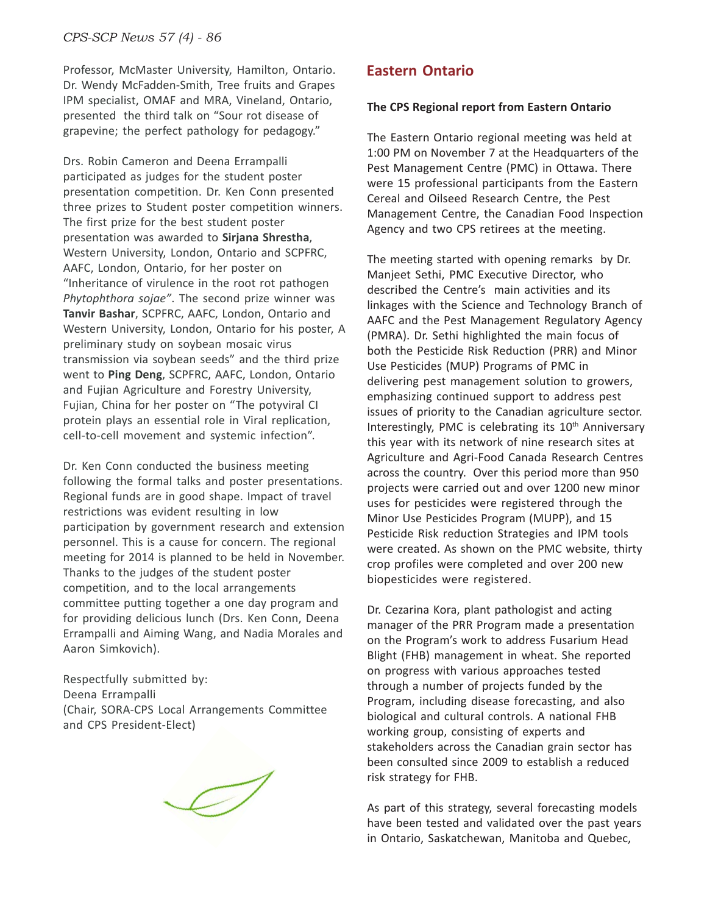Professor, McMaster University, Hamilton, Ontario. Dr. Wendy McFadden-Smith, Tree fruits and Grapes IPM specialist, OMAF and MRA, Vineland, Ontario, presented the third talk on "Sour rot disease of grapevine; the perfect pathology for pedagogy."

Drs. Robin Cameron and Deena Errampalli participated as judges for the student poster presentation competition. Dr. Ken Conn presented three prizes to Student poster competition winners. The first prize for the best student poster presentation was awarded to **Sirjana Shrestha**, Western University, London, Ontario and SCPFRC, AAFC, London, Ontario, for her poster on "Inheritance of virulence in the root rot pathogen *Phytophthora sojae*". The second prize winner was **Tanvir Bashar**, SCPFRC, AAFC, London, Ontario and Western University, London, Ontario for his poster, A preliminary study on soybean mosaic virus transmission via soybean seeds" and the third prize went to **Ping Deng**, SCPFRC, AAFC, London, Ontario and Fujian Agriculture and Forestry University, Fujian, China for her poster on "The potyviral CI protein plays an essential role in Viral replication, cell-to-cell movement and systemic infection".

Dr. Ken Conn conducted the business meeting following the formal talks and poster presentations. Regional funds are in good shape. Impact of travel restrictions was evident resulting in low participation by government research and extension personnel. This is a cause for concern. The regional meeting for 2014 is planned to be held in November. Thanks to the judges of the student poster competition, and to the local arrangements committee putting together a one day program and for providing delicious lunch (Drs. Ken Conn, Deena Errampalli and Aiming Wang, and Nadia Morales and Aaron Simkovich).

Respectfully submitted by:
Deena Errampalli
(Chair, SORA-CPS Local Arrangements Committee and CPS President-Elect)

## Eastern Ontario

**The CPS Regional report from Eastern Ontario**

The Eastern Ontario regional meeting was held at 1:00 PM on November 7 at the Headquarters of the Pest Management Centre (PMC) in Ottawa. There were 15 professional participants from the Eastern Cereal and Oilseed Research Centre, the Pest Management Centre, the Canadian Food Inspection Agency and two CPS retirees at the meeting.

The meeting started with opening remarks by Dr. Manjeet Sethi, PMC Executive Director, who described the Centre's main activities and its linkages with the Science and Technology Branch of AAFC and the Pest Management Regulatory Agency (PMRA). Dr. Sethi highlighted the main focus of both the Pesticide Risk Reduction (PRR) and Minor Use Pesticides (MUP) Programs of PMC in delivering pest management solution to growers, emphasizing continued support to address pest issues of priority to the Canadian agriculture sector. Interestingly, PMC is celebrating its 10th Anniversary this year with its network of nine research sites at Agriculture and Agri-Food Canada Research Centres across the country. Over this period more than 950 projects were carried out and over 1200 new minor uses for pesticides were registered through the Minor Use Pesticides Program (MUPP), and 15 Pesticide Risk reduction Strategies and IPM tools were created. As shown on the PMC website, thirty crop profiles were completed and over 200 new biopesticides were registered.

Dr. Cezarina Kora, plant pathologist and acting manager of the PRR Program made a presentation on the Program's work to address Fusarium Head Blight (FHB) management in wheat. She reported on progress with various approaches tested through a number of projects funded by the Program, including disease forecasting, and also biological and cultural controls. A national FHB working group, consisting of experts and stakeholders across the Canadian grain sector has been consulted since 2009 to establish a reduced risk strategy for FHB.

As part of this strategy, several forecasting models have been tested and validated over the past years in Ontario, Saskatchewan, Manitoba and Quebec,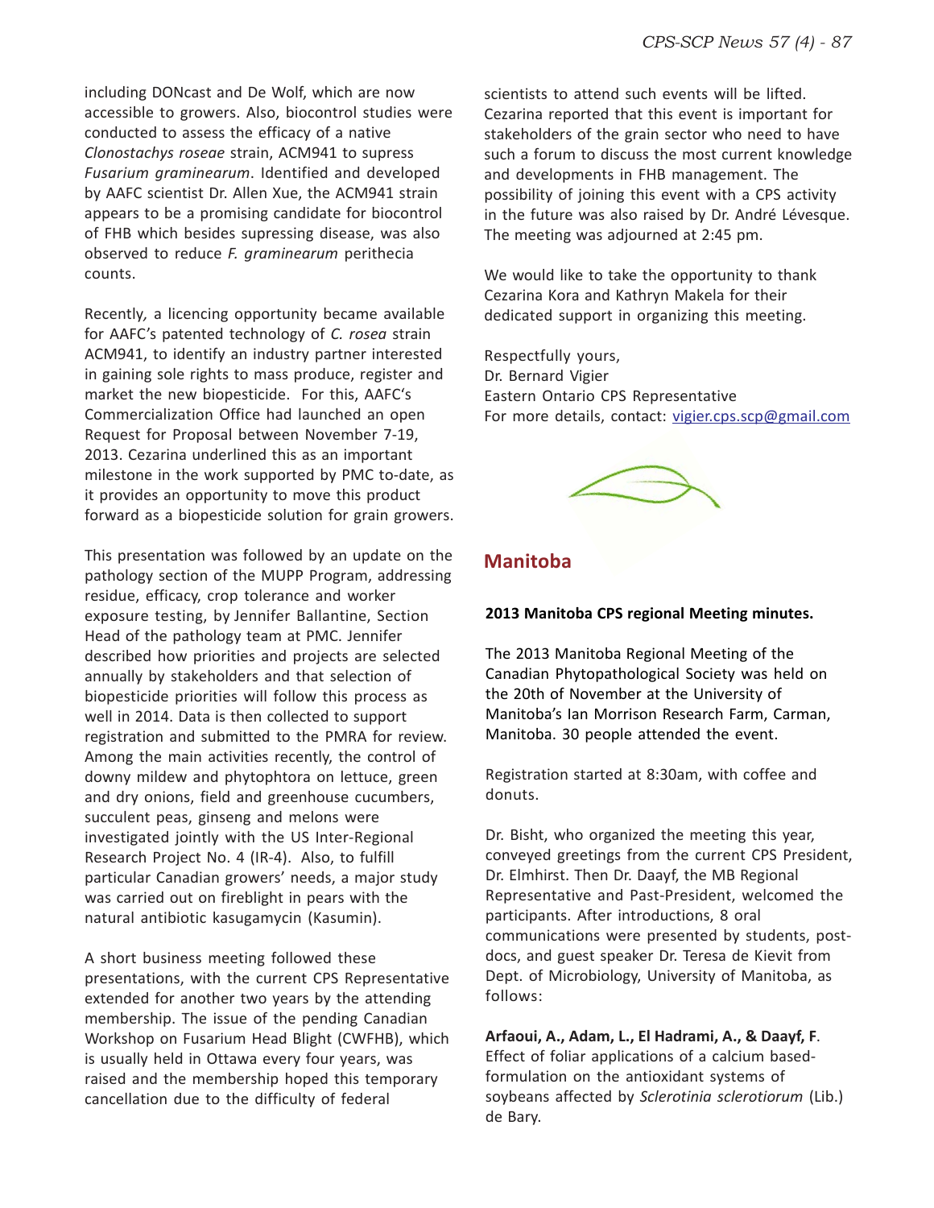including DONcast and De Wolf, which are now accessible to growers. Also, biocontrol studies were conducted to assess the efficacy of a native *Clonostachys roseae* strain, ACM941 to supress *Fusarium graminearum*. Identified and developed by AAFC scientist Dr. Allen Xue, the ACM941 strain appears to be a promising candidate for biocontrol of FHB which besides supressing disease, was also observed to reduce *F. graminearum* perithecia counts.

Recently, a licencing opportunity became available for AAFC's patented technology of *C. rosea* strain ACM941, to identify an industry partner interested in gaining sole rights to mass produce, register and market the new biopesticide. For this, AAFC's Commercialization Office had launched an open Request for Proposal between November 7-19, 2013. Cezarina underlined this as an important milestone in the work supported by PMC to-date, as it provides an opportunity to move this product forward as a biopesticide solution for grain growers.

This presentation was followed by an update on the pathology section of the MUPP Program, addressing residue, efficacy, crop tolerance and worker exposure testing, by Jennifer Ballantine, Section Head of the pathology team at PMC. Jennifer described how priorities and projects are selected annually by stakeholders and that selection of biopesticide priorities will follow this process as well in 2014. Data is then collected to support registration and submitted to the PMRA for review. Among the main activities recently, the control of downy mildew and phytophtora on lettuce, green and dry onions, field and greenhouse cucumbers, succulent peas, ginseng and melons were investigated jointly with the US Inter-Regional Research Project No. 4 (IR-4). Also, to fulfill particular Canadian growers' needs, a major study was carried out on fireblight in pears with the natural antibiotic kasugamycin (Kasumin).

A short business meeting followed these presentations, with the current CPS Representative extended for another two years by the attending membership. The issue of the pending Canadian Workshop on Fusarium Head Blight (CWFHB), which is usually held in Ottawa every four years, was raised and the membership hoped this temporary cancellation due to the difficulty of federal scientists to attend such events will be lifted. Cezarina reported that this event is important for stakeholders of the grain sector who need to have such a forum to discuss the most current knowledge and developments in FHB management. The possibility of joining this event with a CPS activity in the future was also raised by Dr. André Lévesque. The meeting was adjourned at 2:45 pm.

We would like to take the opportunity to thank Cezarina Kora and Kathryn Makela for their dedicated support in organizing this meeting.

Respectfully yours,
Dr. Bernard Vigier
Eastern Ontario CPS Representative
For more details, contact: vigier.cps.scp@gmail.com

## Manitoba

**2013 Manitoba CPS regional Meeting minutes.**

The 2013 Manitoba Regional Meeting of the Canadian Phytopathological Society was held on the 20th of November at the University of Manitoba's Ian Morrison Research Farm, Carman, Manitoba. 30 people attended the event.

Registration started at 8:30am, with coffee and donuts.

Dr. Bisht, who organized the meeting this year, conveyed greetings from the current CPS President, Dr. Elmhirst. Then Dr. Daayf, the MB Regional Representative and Past-President, welcomed the participants. After introductions, 8 oral communications were presented by students, post-docs, and guest speaker Dr. Teresa de Kievit from Dept. of Microbiology, University of Manitoba, as follows:

**Arfaoui, A., Adam, L., El Hadrami, A., & Daayf, F.** Effect of foliar applications of a calcium based-formulation on the antioxidant systems of soybeans affected by *Sclerotinia sclerotiorum* (Lib.) de Bary.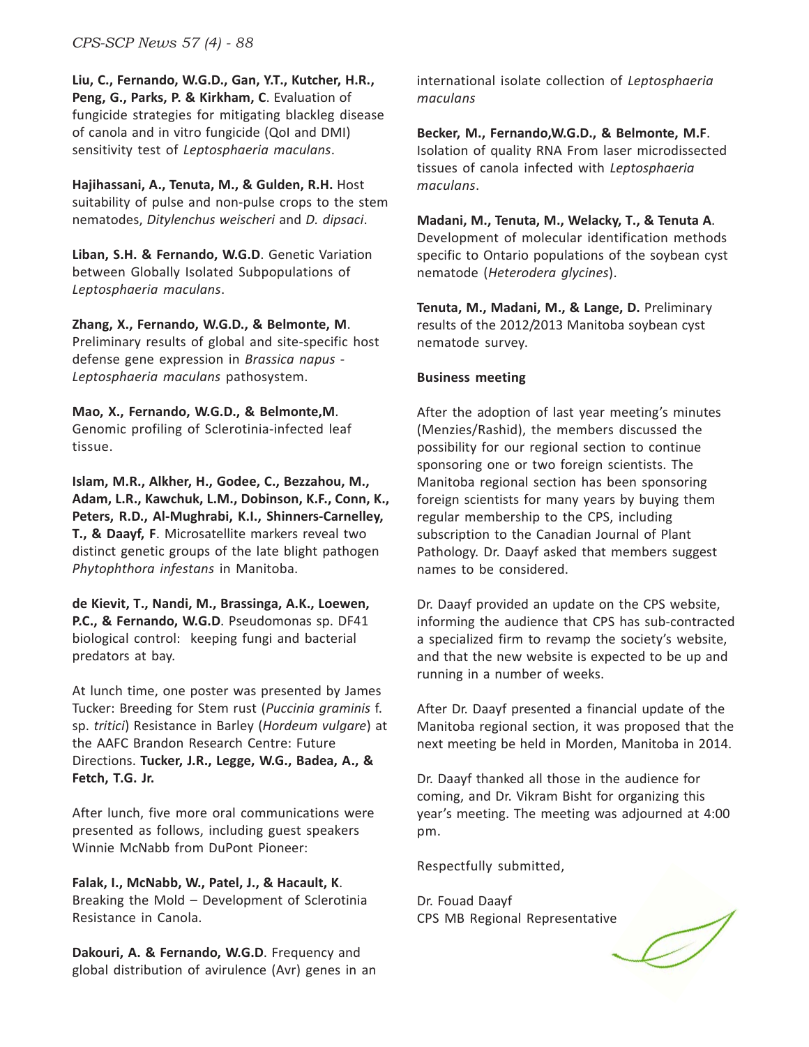**Liu, C., Fernando, W.G.D., Gan, Y.T., Kutcher, H.R., Peng, G., Parks, P. & Kirkham, C**. Evaluation of fungicide strategies for mitigating blackleg disease of canola and in vitro fungicide (QoI and DMI) sensitivity test of *Leptosphaeria maculans*.

**Hajihassani, A., Tenuta, M., & Gulden, R.H.** Host suitability of pulse and non-pulse crops to the stem nematodes, *Ditylenchus weischeri* and *D. dipsaci*.

**Liban, S.H. & Fernando, W.G.D**. Genetic Variation between Globally Isolated Subpopulations of *Leptosphaeria maculans*.

**Zhang, X., Fernando, W.G.D., & Belmonte, M**. Preliminary results of global and site-specific host defense gene expression in *Brassica napus* - *Leptosphaeria maculans* pathosystem.

**Mao, X., Fernando, W.G.D., & Belmonte,M**. Genomic profiling of Sclerotinia-infected leaf tissue.

**Islam, M.R., Alkher, H., Godee, C., Bezzahou, M., Adam, L.R., Kawchuk, L.M., Dobinson, K.F., Conn, K., Peters, R.D., Al-Mughrabi, K.I., Shinners-Carnelley, T., & Daayf, F**. Microsatellite markers reveal two distinct genetic groups of the late blight pathogen *Phytophthora infestans* in Manitoba.

**de Kievit, T., Nandi, M., Brassinga, A.K., Loewen, P.C., & Fernando, W.G.D**. Pseudomonas sp. DF41 biological control: keeping fungi and bacterial predators at bay.

At lunch time, one poster was presented by James Tucker: Breeding for Stem rust (*Puccinia graminis* f. sp. *tritici*) Resistance in Barley (*Hordeum vulgare*) at the AAFC Brandon Research Centre: Future Directions. **Tucker, J.R., Legge, W.G., Badea, A., & Fetch, T.G. Jr.**

After lunch, five more oral communications were presented as follows, including guest speakers Winnie McNabb from DuPont Pioneer:

**Falak, I., McNabb, W., Patel, J., & Hacault, K**. Breaking the Mold – Development of Sclerotinia Resistance in Canola.

**Dakouri, A. & Fernando, W.G.D**. Frequency and global distribution of avirulence (Avr) genes in an international isolate collection of *Leptosphaeria maculans*

**Becker, M., Fernando,W.G.D., & Belmonte, M.F**. Isolation of quality RNA From laser microdissected tissues of canola infected with *Leptosphaeria maculans*.

**Madani, M., Tenuta, M., Welacky, T., & Tenuta A**. Development of molecular identification methods specific to Ontario populations of the soybean cyst nematode (*Heterodera glycines*).

**Tenuta, M., Madani, M., & Lange, D.** Preliminary results of the 2012/2013 Manitoba soybean cyst nematode survey.

**Business meeting**

After the adoption of last year meeting's minutes (Menzies/Rashid), the members discussed the possibility for our regional section to continue sponsoring one or two foreign scientists. The Manitoba regional section has been sponsoring foreign scientists for many years by buying them regular membership to the CPS, including subscription to the Canadian Journal of Plant Pathology. Dr. Daayf asked that members suggest names to be considered.

Dr. Daayf provided an update on the CPS website, informing the audience that CPS has sub-contracted a specialized firm to revamp the society's website, and that the new website is expected to be up and running in a number of weeks.

After Dr. Daayf presented a financial update of the Manitoba regional section, it was proposed that the next meeting be held in Morden, Manitoba in 2014.

Dr. Daayf thanked all those in the audience for coming, and Dr. Vikram Bisht for organizing this year's meeting. The meeting was adjourned at 4:00 pm.

Respectfully submitted,

Dr. Fouad Daayf
CPS MB Regional Representative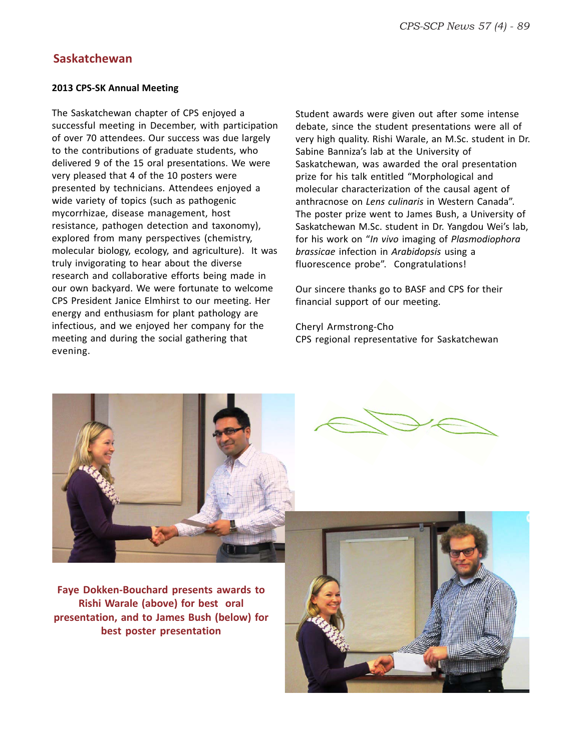## Saskatchewan

**2013 CPS-SK Annual Meeting**

The Saskatchewan chapter of CPS enjoyed a successful meeting in December, with participation of over 70 attendees. Our success was due largely to the contributions of graduate students, who delivered 9 of the 15 oral presentations. We were very pleased that 4 of the 10 posters were presented by technicians. Attendees enjoyed a wide variety of topics (such as pathogenic mycorrhizae, disease management, host resistance, pathogen detection and taxonomy), explored from many perspectives (chemistry, molecular biology, ecology, and agriculture). It was truly invigorating to hear about the diverse research and collaborative efforts being made in our own backyard. We were fortunate to welcome CPS President Janice Elmhirst to our meeting. Her energy and enthusiasm for plant pathology are infectious, and we enjoyed her company for the meeting and during the social gathering that evening.

Student awards were given out after some intense debate, since the student presentations were all of very high quality. Rishi Warale, an M.Sc. student in Dr. Sabine Banniza's lab at the University of Saskatchewan, was awarded the oral presentation prize for his talk entitled "Morphological and molecular characterization of the causal agent of anthracnose on *Lens culinaris* in Western Canada". The poster prize went to James Bush, a University of Saskatchewan M.Sc. student in Dr. Yangdou Wei's lab, for his work on "*In vivo* imaging of *Plasmodiophora brassicae* infection in *Arabidopsis* using a fluorescence probe". Congratulations!

Our sincere thanks go to BASF and CPS for their financial support of our meeting.

Cheryl Armstrong-Cho
CPS regional representative for Saskatchewan

**Faye Dokken-Bouchard presents awards to Rishi Warale (above) for best oral presentation, and to James Bush (below) for best poster presentation**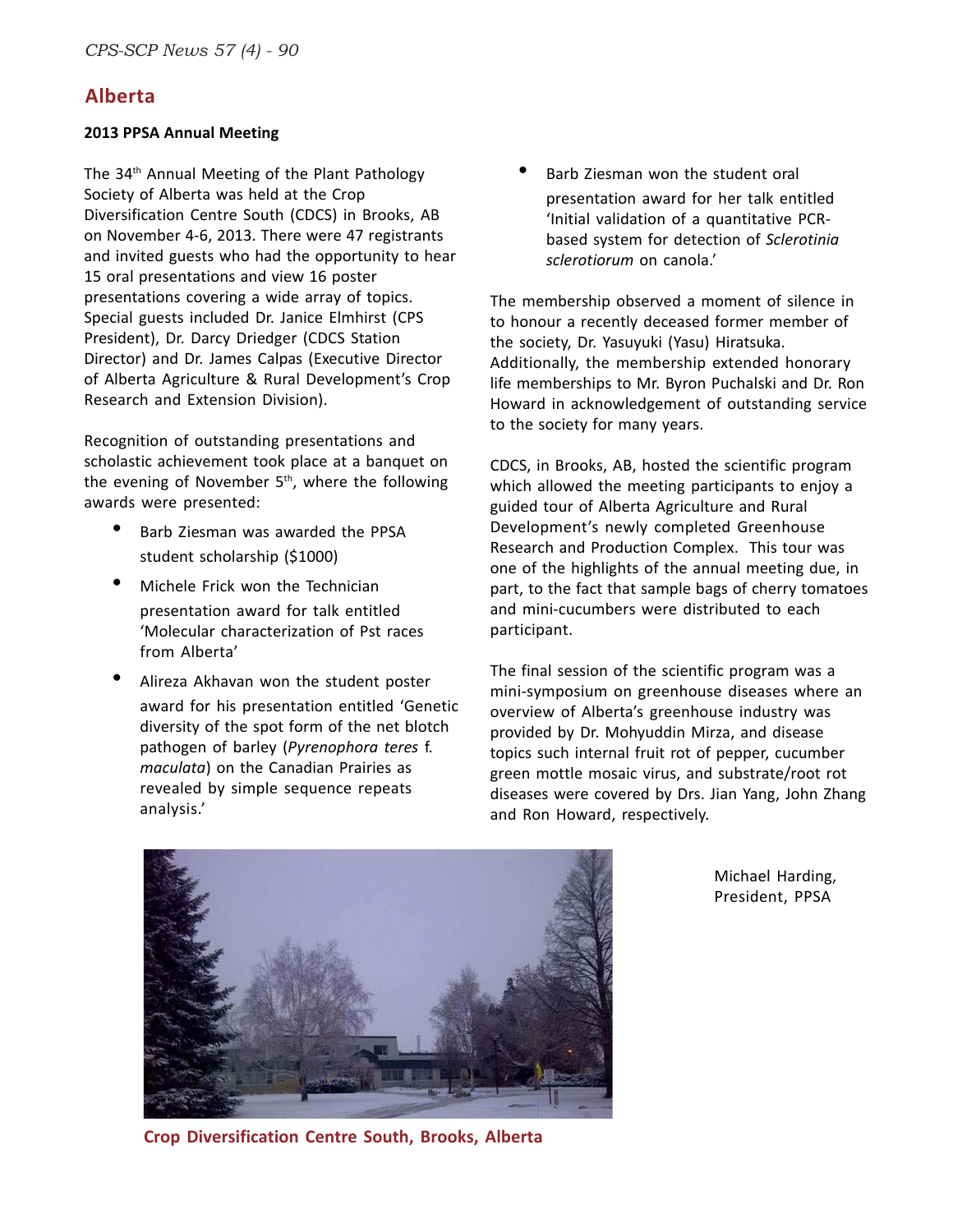## Alberta

### 2013 PPSA Annual Meeting

The 34th Annual Meeting of the Plant Pathology Society of Alberta was held at the Crop Diversification Centre South (CDCS) in Brooks, AB on November 4-6, 2013. There were 47 registrants and invited guests who had the opportunity to hear 15 oral presentations and view 16 poster presentations covering a wide array of topics. Special guests included Dr. Janice Elmhirst (CPS President), Dr. Darcy Driedger (CDCS Station Director) and Dr. James Calpas (Executive Director of Alberta Agriculture & Rural Development's Crop Research and Extension Division).

Recognition of outstanding presentations and scholastic achievement took place at a banquet on the evening of November 5th, where the following awards were presented:

- Barb Ziesman was awarded the PPSA student scholarship ($1000)
- Michele Frick won the Technician presentation award for talk entitled 'Molecular characterization of Pst races from Alberta'
- Alireza Akhavan won the student poster award for his presentation entitled 'Genetic diversity of the spot form of the net blotch pathogen of barley (*Pyrenophora teres* f. *maculata*) on the Canadian Prairies as revealed by simple sequence repeats analysis.'
- Barb Ziesman won the student oral presentation award for her talk entitled 'Initial validation of a quantitative PCR-based system for detection of *Sclerotinia sclerotiorum* on canola.'

The membership observed a moment of silence in to honour a recently deceased former member of the society, Dr. Yasuyuki (Yasu) Hiratsuka. Additionally, the membership extended honorary life memberships to Mr. Byron Puchalski and Dr. Ron Howard in acknowledgement of outstanding service to the society for many years.

CDCS, in Brooks, AB, hosted the scientific program which allowed the meeting participants to enjoy a guided tour of Alberta Agriculture and Rural Development's newly completed Greenhouse Research and Production Complex. This tour was one of the highlights of the annual meeting due, in part, to the fact that sample bags of cherry tomatoes and mini-cucumbers were distributed to each participant.

The final session of the scientific program was a mini-symposium on greenhouse diseases where an overview of Alberta's greenhouse industry was provided by Dr. Mohyuddin Mirza, and disease topics such internal fruit rot of pepper, cucumber green mottle mosaic virus, and substrate/root rot diseases were covered by Drs. Jian Yang, John Zhang and Ron Howard, respectively.

Crop Diversification Centre South, Brooks, Alberta

Michael Harding,
President, PPSA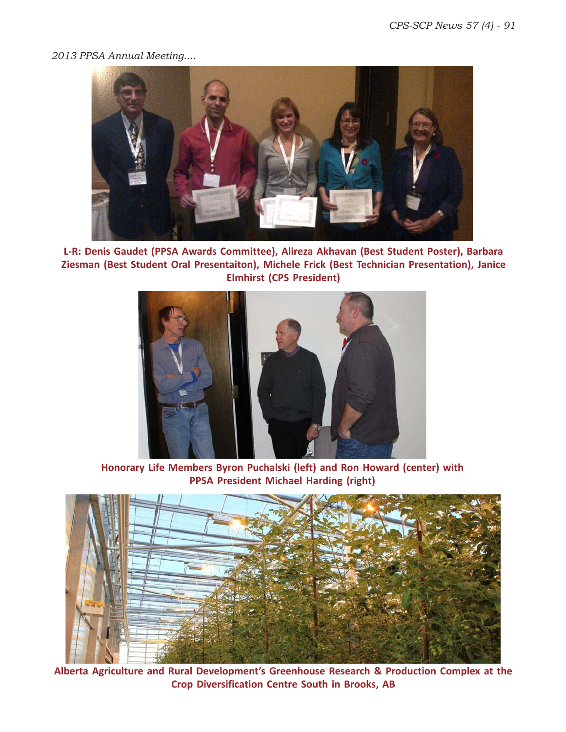*2013 PPSA Annual Meeting....*

**L-R: Denis Gaudet (PPSA Awards Committee), Alireza Akhavan (Best Student Poster), Barbara Ziesman (Best Student Oral Presentaiton), Michele Frick (Best Technician Presentation), Janice Elmhirst (CPS President)**

**Honorary Life Members Byron Puchalski (left) and Ron Howard (center) with PPSA President Michael Harding (right)**

**Alberta Agriculture and Rural Development's Greenhouse Research & Production Complex at the Crop Diversification Centre South in Brooks, AB**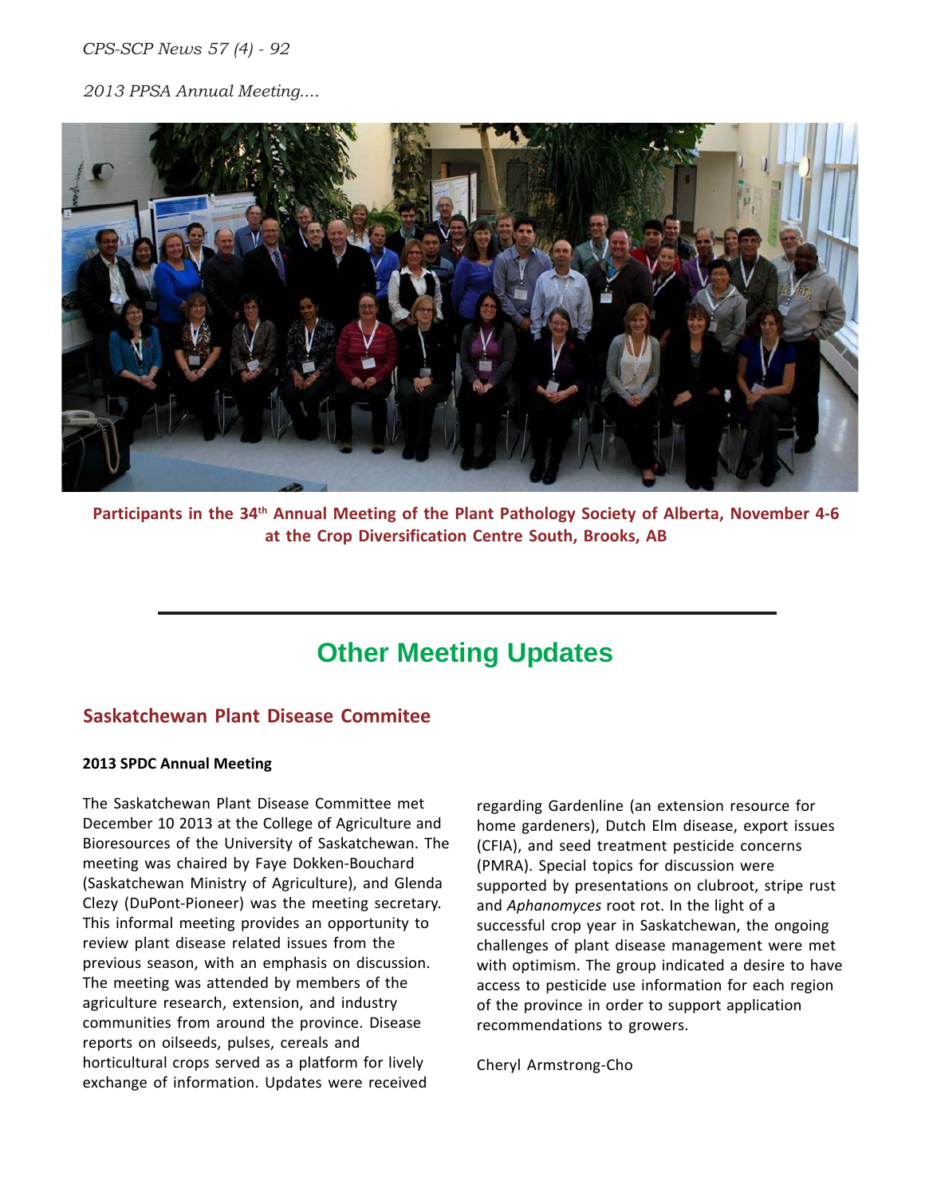*2013 PPSA Annual Meeting....*

**Participants in the 34th Annual Meeting of the Plant Pathology Society of Alberta, November 4-6 at the Crop Diversification Centre South, Brooks, AB**

---

# Other Meeting Updates

## Saskatchewan Plant Disease Commitee

**2013 SPDC Annual Meeting**

The Saskatchewan Plant Disease Committee met December 10 2013 at the College of Agriculture and Bioresources of the University of Saskatchewan. The meeting was chaired by Faye Dokken-Bouchard (Saskatchewan Ministry of Agriculture), and Glenda Clezy (DuPont-Pioneer) was the meeting secretary. This informal meeting provides an opportunity to review plant disease related issues from the previous season, with an emphasis on discussion. The meeting was attended by members of the agriculture research, extension, and industry communities from around the province. Disease reports on oilseeds, pulses, cereals and horticultural crops served as a platform for lively exchange of information. Updates were received regarding Gardenline (an extension resource for home gardeners), Dutch Elm disease, export issues (CFIA), and seed treatment pesticide concerns (PMRA). Special topics for discussion were supported by presentations on clubroot, stripe rust and *Aphanomyces* root rot. In the light of a successful crop year in Saskatchewan, the ongoing challenges of plant disease management were met with optimism. The group indicated a desire to have access to pesticide use information for each region of the province in order to support application recommendations to growers.

Cheryl Armstrong-Cho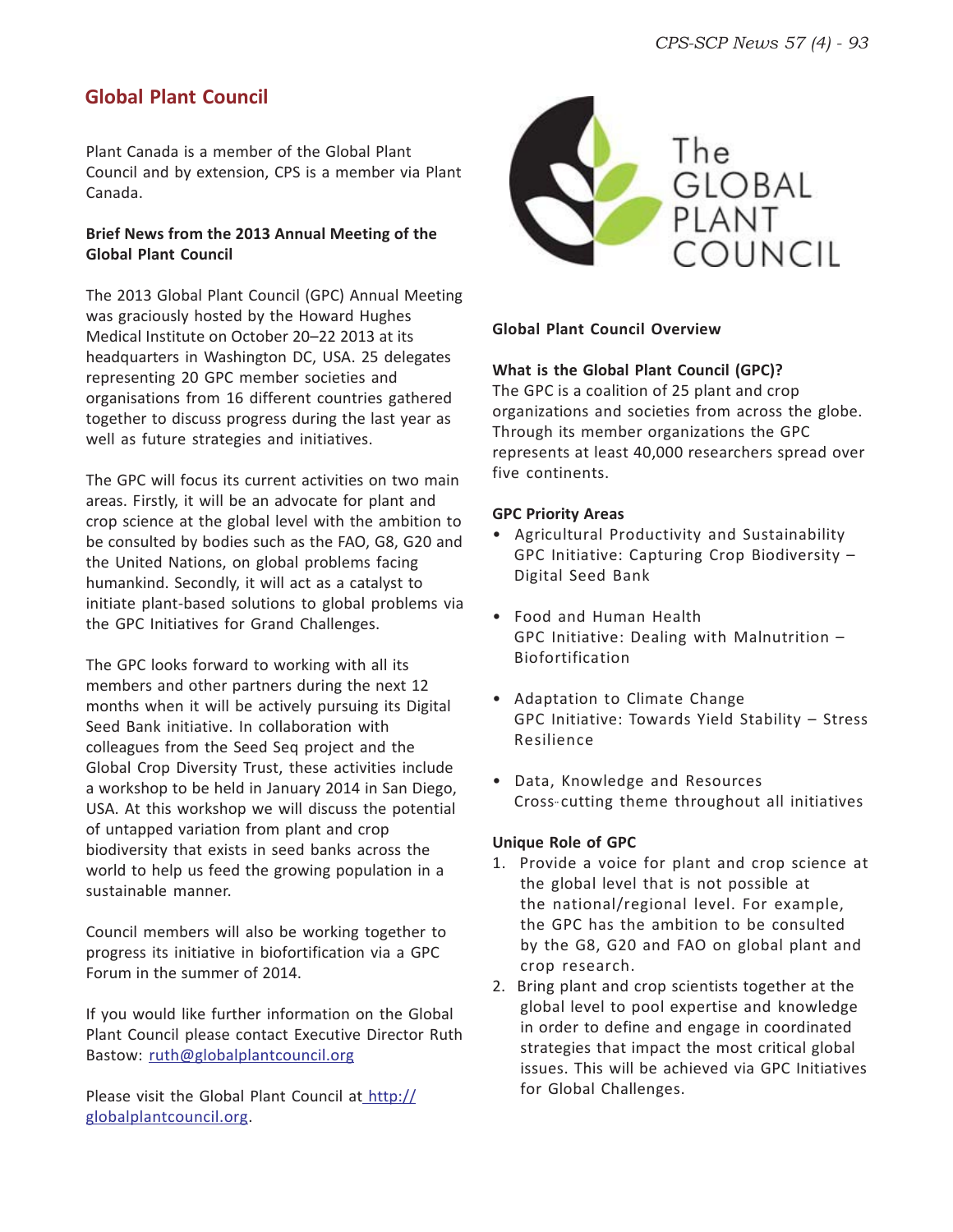## Global Plant Council

Plant Canada is a member of the Global Plant Council and by extension, CPS is a member via Plant Canada.

**Brief News from the 2013 Annual Meeting of the Global Plant Council**

The 2013 Global Plant Council (GPC) Annual Meeting was graciously hosted by the Howard Hughes Medical Institute on October 20–22 2013 at its headquarters in Washington DC, USA. 25 delegates representing 20 GPC member societies and organisations from 16 different countries gathered together to discuss progress during the last year as well as future strategies and initiatives.

The GPC will focus its current activities on two main areas. Firstly, it will be an advocate for plant and crop science at the global level with the ambition to be consulted by bodies such as the FAO, G8, G20 and the United Nations, on global problems facing humankind. Secondly, it will act as a catalyst to initiate plant-based solutions to global problems via the GPC Initiatives for Grand Challenges.

The GPC looks forward to working with all its members and other partners during the next 12 months when it will be actively pursuing its Digital Seed Bank initiative. In collaboration with colleagues from the Seed Seq project and the Global Crop Diversity Trust, these activities include a workshop to be held in January 2014 in San Diego, USA. At this workshop we will discuss the potential of untapped variation from plant and crop biodiversity that exists in seed banks across the world to help us feed the growing population in a sustainable manner.

Council members will also be working together to progress its initiative in biofortification via a GPC Forum in the summer of 2014.

If you would like further information on the Global Plant Council please contact Executive Director Ruth Bastow: ruth@globalplantcouncil.org

Please visit the Global Plant Council at http://globalplantcouncil.org.

The GLOBAL PLANT COUNCIL

**Global Plant Council Overview**

**What is the Global Plant Council (GPC)?**
The GPC is a coalition of 25 plant and crop organizations and societies from across the globe. Through its member organizations the GPC represents at least 40,000 researchers spread over five continents.

**GPC Priority Areas**

- Agricultural Productivity and Sustainability
  GPC Initiative: Capturing Crop Biodiversity – Digital Seed Bank

- Food and Human Health
  GPC Initiative: Dealing with Malnutrition – Biofortification

- Adaptation to Climate Change
  GPC Initiative: Towards Yield Stability – Stress Resilience

- Data, Knowledge and Resources
  Cross-cutting theme throughout all initiatives

**Unique Role of GPC**

1. Provide a voice for plant and crop science at the global level that is not possible at the national/regional level. For example, the GPC has the ambition to be consulted by the G8, G20 and FAO on global plant and crop research.
2. Bring plant and crop scientists together at the global level to pool expertise and knowledge in order to define and engage in coordinated strategies that impact the most critical global issues. This will be achieved via GPC Initiatives for Global Challenges.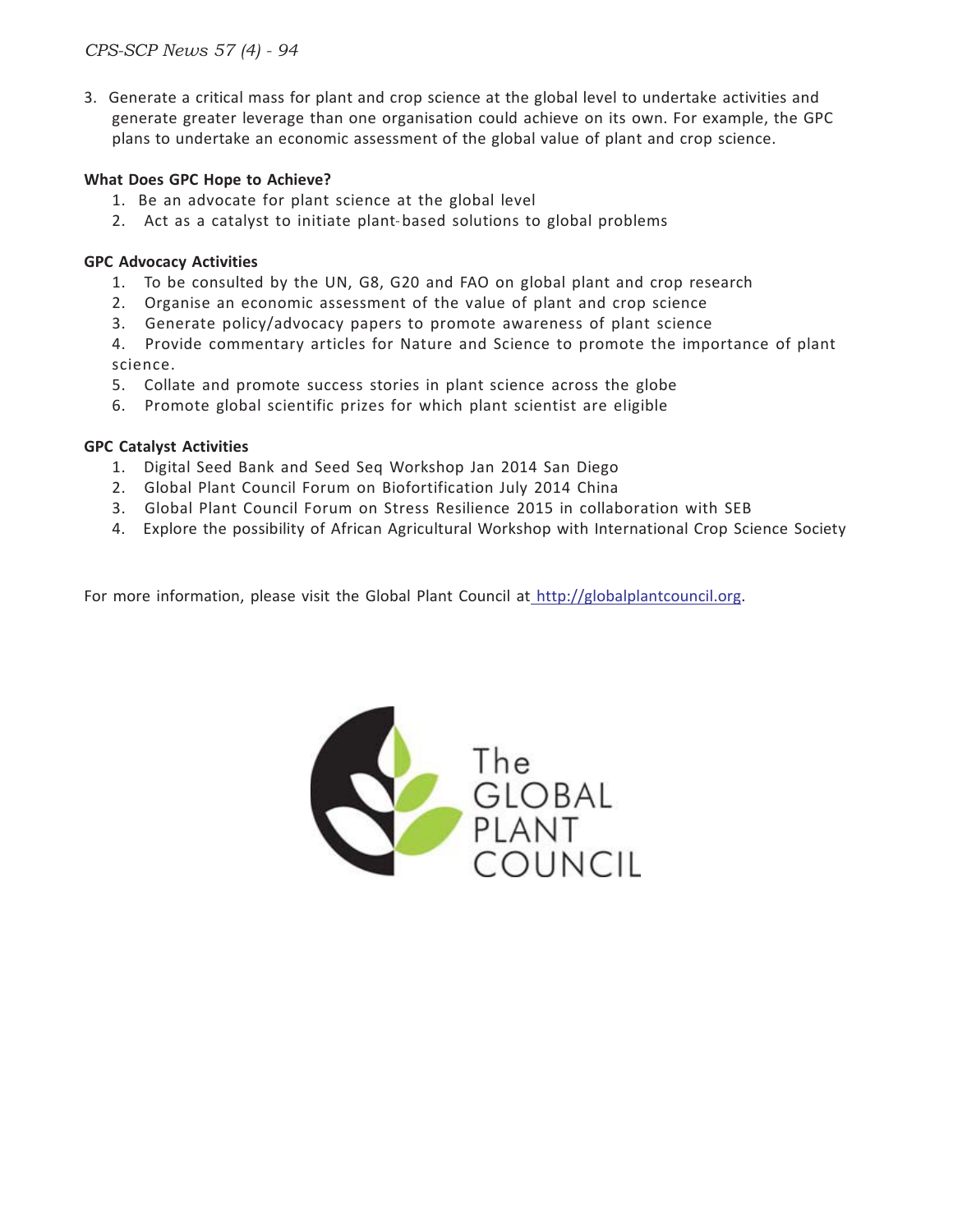3. Generate a critical mass for plant and crop science at the global level to undertake activities and generate greater leverage than one organisation could achieve on its own. For example, the GPC plans to undertake an economic assessment of the global value of plant and crop science.

**What Does GPC Hope to Achieve?**

1. Be an advocate for plant science at the global level
2. Act as a catalyst to initiate plant-based solutions to global problems

**GPC Advocacy Activities**

1. To be consulted by the UN, G8, G20 and FAO on global plant and crop research
2. Organise an economic assessment of the value of plant and crop science
3. Generate policy/advocacy papers to promote awareness of plant science
4. Provide commentary articles for Nature and Science to promote the importance of plant science.
5. Collate and promote success stories in plant science across the globe
6. Promote global scientific prizes for which plant scientist are eligible

**GPC Catalyst Activities**

1. Digital Seed Bank and Seed Seq Workshop Jan 2014 San Diego
2. Global Plant Council Forum on Biofortification July 2014 China
3. Global Plant Council Forum on Stress Resilience 2015 in collaboration with SEB
4. Explore the possibility of African Agricultural Workshop with International Crop Science Society

For more information, please visit the Global Plant Council at http://globalplantcouncil.org.

The GLOBAL PLANT COUNCIL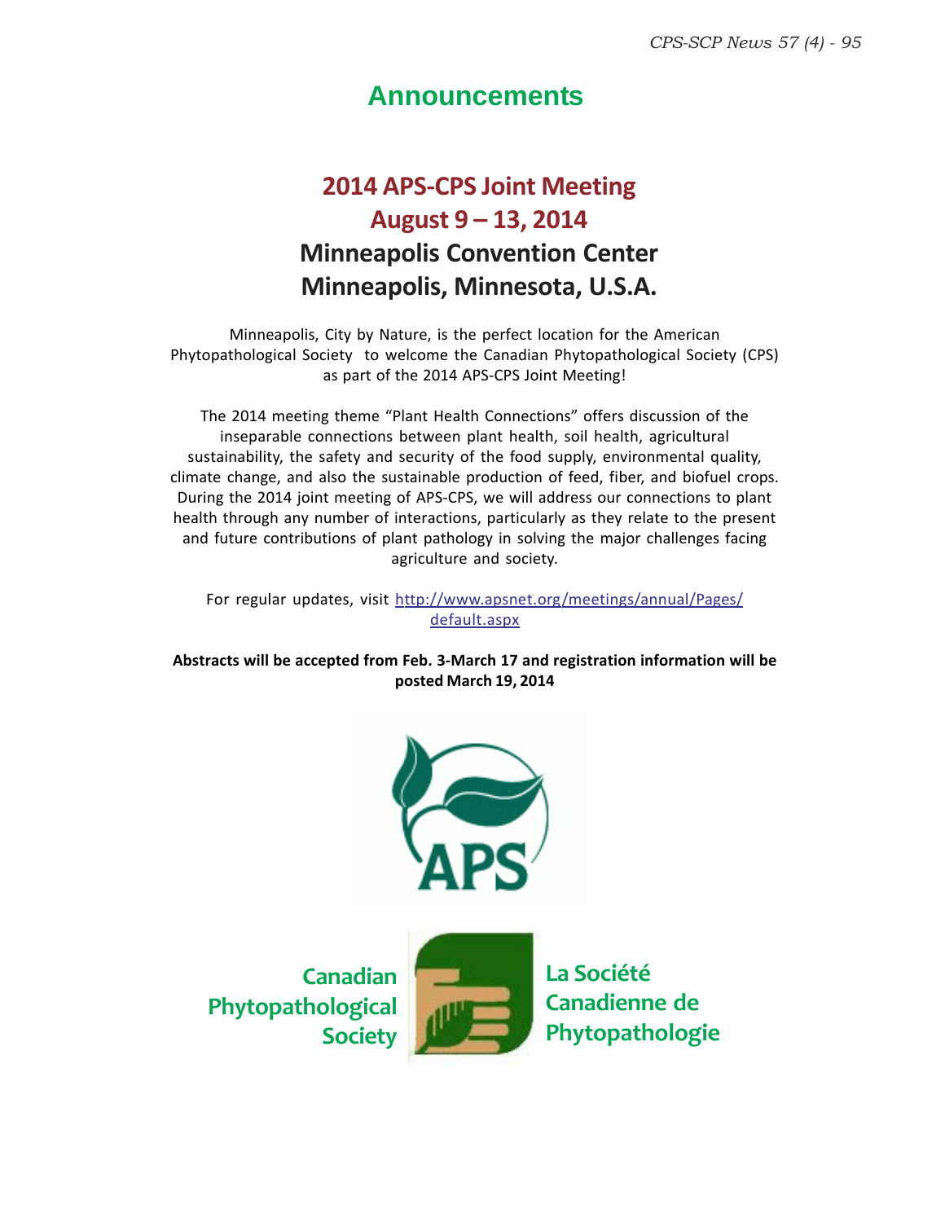# Announcements

## 2014 APS-CPS Joint Meeting
## August 9 – 13, 2014
## Minneapolis Convention Center
## Minneapolis, Minnesota, U.S.A.

Minneapolis, City by Nature, is the perfect location for the American Phytopathological Society to welcome the Canadian Phytopathological Society (CPS) as part of the 2014 APS-CPS Joint Meeting!

The 2014 meeting theme "Plant Health Connections" offers discussion of the inseparable connections between plant health, soil health, agricultural sustainability, the safety and security of the food supply, environmental quality, climate change, and also the sustainable production of feed, fiber, and biofuel crops. During the 2014 joint meeting of APS-CPS, we will address our connections to plant health through any number of interactions, particularly as they relate to the present and future contributions of plant pathology in solving the major challenges facing agriculture and society.

For regular updates, visit http://www.apsnet.org/meetings/annual/Pages/default.aspx

**Abstracts will be accepted from Feb. 3-March 17 and registration information will be posted March 19, 2014**

APS

Canadian Phytopathological Society

La Société Canadienne de Phytopathologie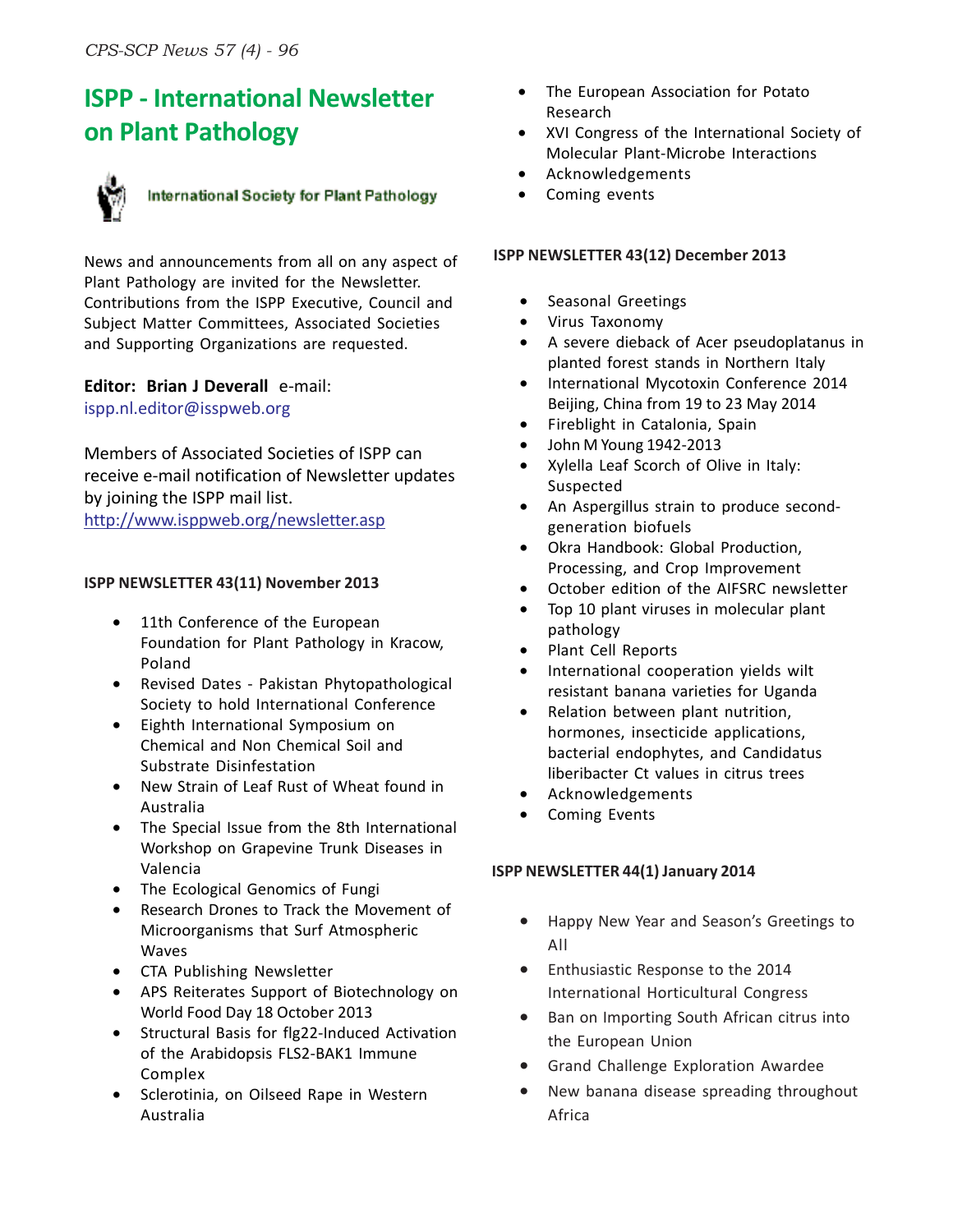# ISPP - International Newsletter on Plant Pathology

International Society for Plant Pathology

News and announcements from all on any aspect of Plant Pathology are invited for the Newsletter. Contributions from the ISPP Executive, Council and Subject Matter Committees, Associated Societies and Supporting Organizations are requested.

**Editor: Brian J Deverall** e-mail: ispp.nl.editor@isspweb.org

Members of Associated Societies of ISPP can receive e-mail notification of Newsletter updates by joining the ISPP mail list. http://www.isppweb.org/newsletter.asp

**ISPP NEWSLETTER 43(11) November 2013**

- 11th Conference of the European Foundation for Plant Pathology in Kracow, Poland
- Revised Dates - Pakistan Phytopathological Society to hold International Conference
- Eighth International Symposium on Chemical and Non Chemical Soil and Substrate Disinfestation
- New Strain of Leaf Rust of Wheat found in Australia
- The Special Issue from the 8th International Workshop on Grapevine Trunk Diseases in Valencia
- The Ecological Genomics of Fungi
- Research Drones to Track the Movement of Microorganisms that Surf Atmospheric Waves
- CTA Publishing Newsletter
- APS Reiterates Support of Biotechnology on World Food Day 18 October 2013
- Structural Basis for flg22-Induced Activation of the Arabidopsis FLS2-BAK1 Immune Complex
- Sclerotinia, on Oilseed Rape in Western Australia
- The European Association for Potato Research
- XVI Congress of the International Society of Molecular Plant-Microbe Interactions
- Acknowledgements
- Coming events

**ISPP NEWSLETTER 43(12) December 2013**

- Seasonal Greetings
- Virus Taxonomy
- A severe dieback of Acer pseudoplatanus in planted forest stands in Northern Italy
- International Mycotoxin Conference 2014 Beijing, China from 19 to 23 May 2014
- Fireblight in Catalonia, Spain
- John M Young 1942-2013
- Xylella Leaf Scorch of Olive in Italy: Suspected
- An Aspergillus strain to produce second-generation biofuels
- Okra Handbook: Global Production, Processing, and Crop Improvement
- October edition of the AIFSRC newsletter
- Top 10 plant viruses in molecular plant pathology
- Plant Cell Reports
- International cooperation yields wilt resistant banana varieties for Uganda
- Relation between plant nutrition, hormones, insecticide applications, bacterial endophytes, and Candidatus liberibacter Ct values in citrus trees
- Acknowledgements
- Coming Events

**ISPP NEWSLETTER 44(1) January 2014**

- Happy New Year and Season's Greetings to All
- Enthusiastic Response to the 2014 International Horticultural Congress
- Ban on Importing South African citrus into the European Union
- Grand Challenge Exploration Awardee
- New banana disease spreading throughout Africa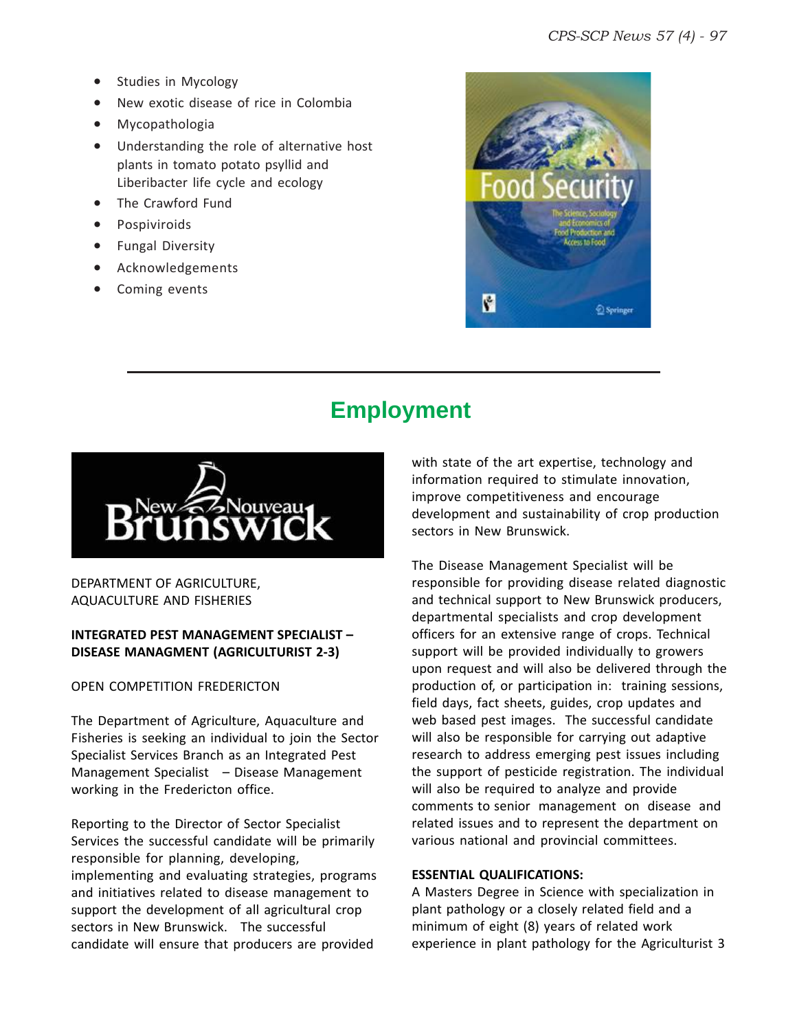- Studies in Mycology
- New exotic disease of rice in Colombia
- Mycopathologia
- Understanding the role of alternative host plants in tomato potato psyllid and Liberibacter life cycle and ecology
- The Crawford Fund
- Pospiviroids
- Fungal Diversity
- Acknowledgements
- Coming events

---

# Employment

DEPARTMENT OF AGRICULTURE, AQUACULTURE AND FISHERIES

**INTEGRATED PEST MANAGEMENT SPECIALIST – DISEASE MANAGMENT (AGRICULTURIST 2-3)**

OPEN COMPETITION FREDERICTON

The Department of Agriculture, Aquaculture and Fisheries is seeking an individual to join the Sector Specialist Services Branch as an Integrated Pest Management Specialist – Disease Management working in the Fredericton office.

Reporting to the Director of Sector Specialist Services the successful candidate will be primarily responsible for planning, developing, implementing and evaluating strategies, programs and initiatives related to disease management to support the development of all agricultural crop sectors in New Brunswick. The successful candidate will ensure that producers are provided with state of the art expertise, technology and information required to stimulate innovation, improve competitiveness and encourage development and sustainability of crop production sectors in New Brunswick.

The Disease Management Specialist will be responsible for providing disease related diagnostic and technical support to New Brunswick producers, departmental specialists and crop development officers for an extensive range of crops. Technical support will be provided individually to growers upon request and will also be delivered through the production of, or participation in: training sessions, field days, fact sheets, guides, crop updates and web based pest images. The successful candidate will also be responsible for carrying out adaptive research to address emerging pest issues including the support of pesticide registration. The individual will also be required to analyze and provide comments to senior management on disease and related issues and to represent the department on various national and provincial committees.

**ESSENTIAL QUALIFICATIONS:**

A Masters Degree in Science with specialization in plant pathology or a closely related field and a minimum of eight (8) years of related work experience in plant pathology for the Agriculturist 3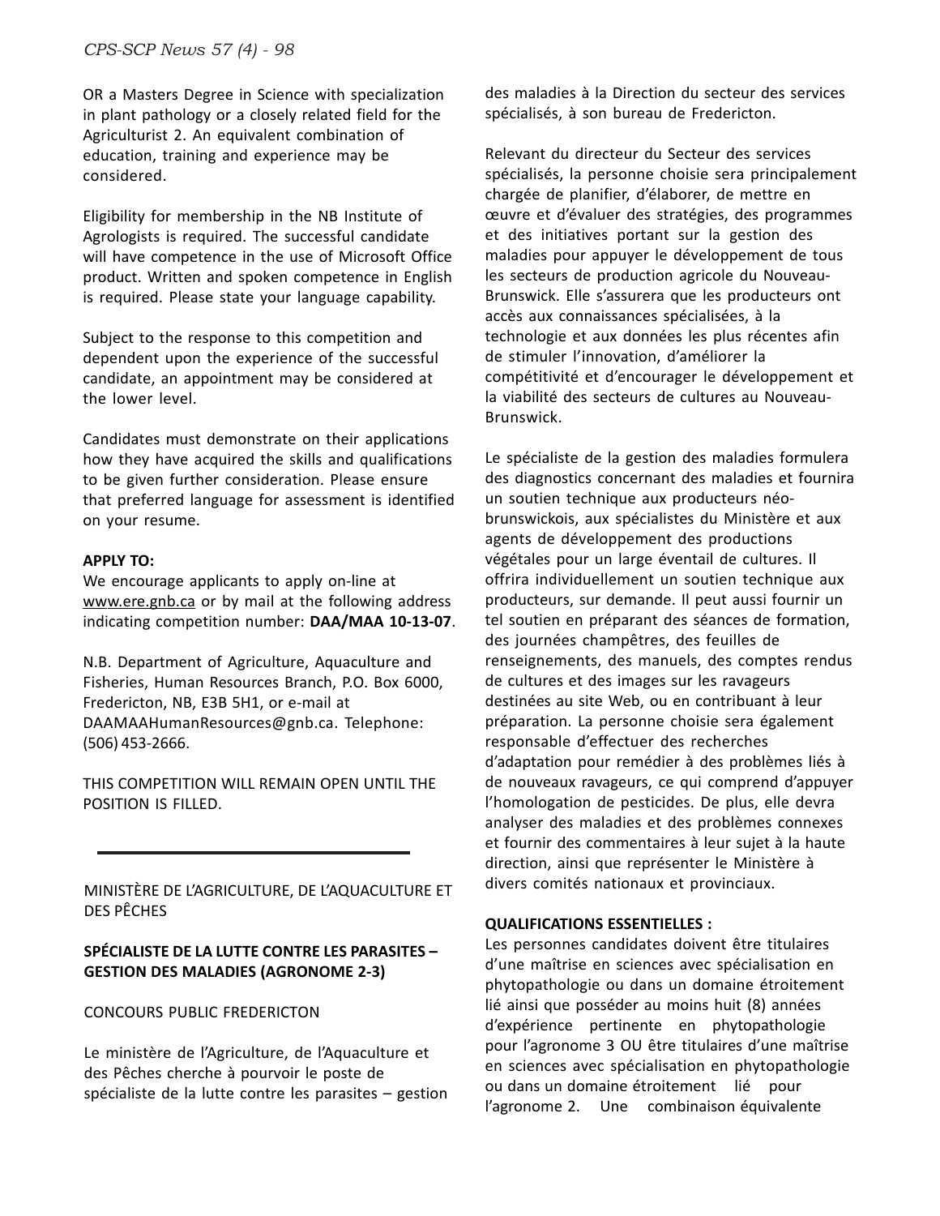OR a Masters Degree in Science with specialization in plant pathology or a closely related field for the Agriculturist 2. An equivalent combination of education, training and experience may be considered.

Eligibility for membership in the NB Institute of Agrologists is required. The successful candidate will have competence in the use of Microsoft Office product. Written and spoken competence in English is required. Please state your language capability.

Subject to the response to this competition and dependent upon the experience of the successful candidate, an appointment may be considered at the lower level.

Candidates must demonstrate on their applications how they have acquired the skills and qualifications to be given further consideration. Please ensure that preferred language for assessment is identified on your resume.

**APPLY TO:**
We encourage applicants to apply on-line at www.ere.gnb.ca or by mail at the following address indicating competition number: **DAA/MAA 10-13-07**.

N.B. Department of Agriculture, Aquaculture and Fisheries, Human Resources Branch, P.O. Box 6000, Fredericton, NB, E3B 5H1, or e-mail at DAAMAAHumanResources@gnb.ca. Telephone: (506) 453-2666.

THIS COMPETITION WILL REMAIN OPEN UNTIL THE POSITION IS FILLED.

---

MINISTÈRE DE L'AGRICULTURE, DE L'AQUACULTURE ET DES PÊCHES

**SPÉCIALISTE DE LA LUTTE CONTRE LES PARASITES – GESTION DES MALADIES (AGRONOME 2-3)**

CONCOURS PUBLIC FREDERICTON

Le ministère de l'Agriculture, de l'Aquaculture et des Pêches cherche à pourvoir le poste de spécialiste de la lutte contre les parasites – gestion des maladies à la Direction du secteur des services spécialisés, à son bureau de Fredericton.

Relevant du directeur du Secteur des services spécialisés, la personne choisie sera principalement chargée de planifier, d'élaborer, de mettre en œuvre et d'évaluer des stratégies, des programmes et des initiatives portant sur la gestion des maladies pour appuyer le développement de tous les secteurs de production agricole du Nouveau-Brunswick. Elle s'assurera que les producteurs ont accès aux connaissances spécialisées, à la technologie et aux données les plus récentes afin de stimuler l'innovation, d'améliorer la compétitivité et d'encourager le développement et la viabilité des secteurs de cultures au Nouveau-Brunswick.

Le spécialiste de la gestion des maladies formulera des diagnostics concernant des maladies et fournira un soutien technique aux producteurs néo-brunswickois, aux spécialistes du Ministère et aux agents de développement des productions végétales pour un large éventail de cultures. Il offrira individuellement un soutien technique aux producteurs, sur demande. Il peut aussi fournir un tel soutien en préparant des séances de formation, des journées champêtres, des feuilles de renseignements, des manuels, des comptes rendus de cultures et des images sur les ravageurs destinées au site Web, ou en contribuant à leur préparation. La personne choisie sera également responsable d'effectuer des recherches d'adaptation pour remédier à des problèmes liés à de nouveaux ravageurs, ce qui comprend d'appuyer l'homologation de pesticides. De plus, elle devra analyser des maladies et des problèmes connexes et fournir des commentaires à leur sujet à la haute direction, ainsi que représenter le Ministère à divers comités nationaux et provinciaux.

**QUALIFICATIONS ESSENTIELLES :**
Les personnes candidates doivent être titulaires d'une maîtrise en sciences avec spécialisation en phytopathologie ou dans un domaine étroitement lié ainsi que posséder au moins huit (8) années d'expérience pertinente en phytopathologie pour l'agronome 3 OU être titulaires d'une maîtrise en sciences avec spécialisation en phytopathologie ou dans un domaine étroitement lié pour l'agronome 2. Une combinaison équivalente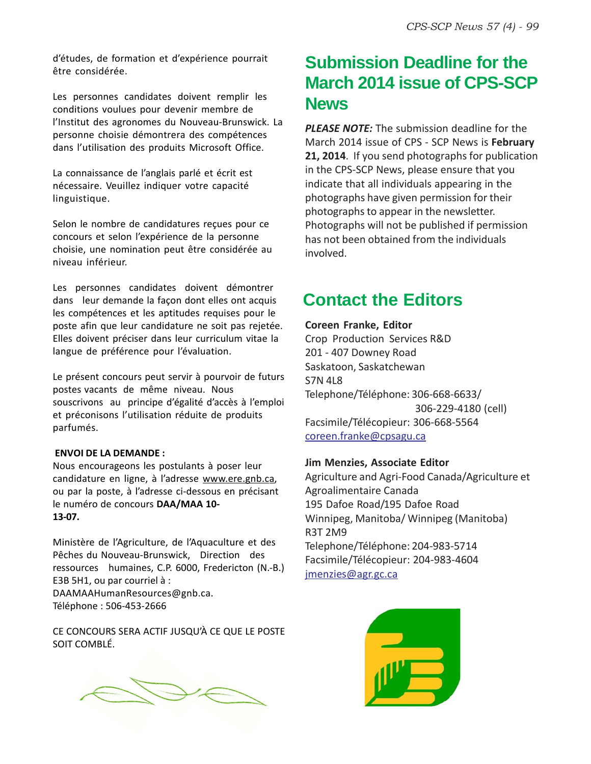d'études, de formation et d'expérience pourrait être considérée.

Les personnes candidates doivent remplir les conditions voulues pour devenir membre de l'Institut des agronomes du Nouveau-Brunswick. La personne choisie démontrera des compétences dans l'utilisation des produits Microsoft Office.

La connaissance de l'anglais parlé et écrit est nécessaire. Veuillez indiquer votre capacité linguistique.

Selon le nombre de candidatures reçues pour ce concours et selon l'expérience de la personne choisie, une nomination peut être considérée au niveau inférieur.

Les personnes candidates doivent démontrer dans leur demande la façon dont elles ont acquis les compétences et les aptitudes requises pour le poste afin que leur candidature ne soit pas rejetée. Elles doivent préciser dans leur curriculum vitae la langue de préférence pour l'évaluation.

Le présent concours peut servir à pourvoir de futurs postes vacants de même niveau. Nous souscrivons au principe d'égalité d'accès à l'emploi et préconisons l'utilisation réduite de produits parfumés.

**ENVOI DE LA DEMANDE :**
Nous encourageons les postulants à poser leur candidature en ligne, à l'adresse www.ere.gnb.ca, ou par la poste, à l'adresse ci-dessous en précisant le numéro de concours **DAA/MAA 10-13-07.**

Ministère de l'Agriculture, de l'Aquaculture et des Pêches du Nouveau-Brunswick, Direction des ressources humaines, C.P. 6000, Fredericton (N.-B.) E3B 5H1, ou par courriel à : DAAMAAHumanResources@gnb.ca.
Téléphone : 506-453-2666

CE CONCOURS SERA ACTIF JUSQU'À CE QUE LE POSTE SOIT COMBLÉ.

## Submission Deadline for the March 2014 issue of CPS-SCP News

***PLEASE NOTE:*** The submission deadline for the March 2014 issue of CPS - SCP News is **February 21, 2014**. If you send photographs for publication in the CPS-SCP News, please ensure that you indicate that all individuals appearing in the photographs have given permission for their photographs to appear in the newsletter. Photographs will not be published if permission has not been obtained from the individuals involved.

## Contact the Editors

**Coreen Franke, Editor**
Crop Production Services R&D
201 - 407 Downey Road
Saskatoon, Saskatchewan
S7N 4L8
Telephone/Téléphone: 306-668-6633/
306-229-4180 (cell)
Facsimile/Télécopieur: 306-668-5564
coreen.franke@cpsagu.ca

**Jim Menzies, Associate Editor**
Agriculture and Agri-Food Canada/Agriculture et Agroalimentaire Canada
195 Dafoe Road/195 Dafoe Road
Winnipeg, Manitoba/ Winnipeg (Manitoba)
R3T 2M9
Telephone/Téléphone: 204-983-5714
Facsimile/Télécopieur: 204-983-4604
jmenzies@agr.gc.ca